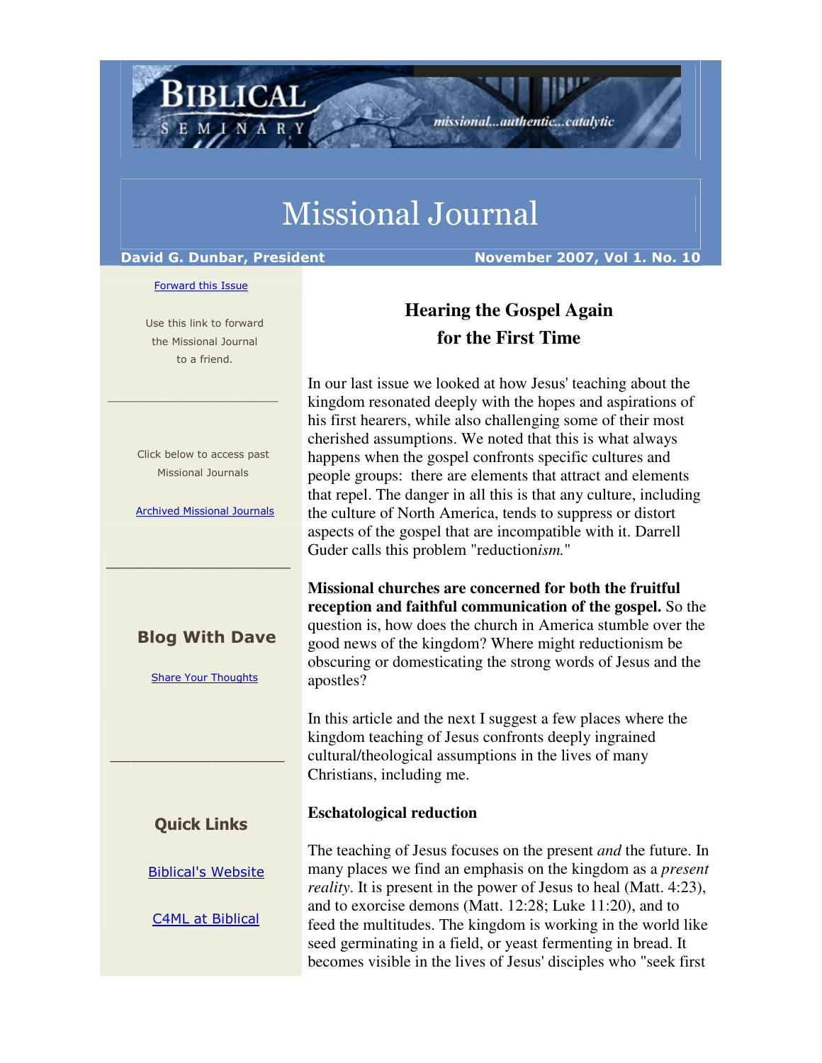# Missional Journal

**David G. Dunbar, President** **November 2007, Vol 1. No. 10**

Forward this Issue

Use this link to forward the Missional Journal to a friend.

Click below to access past Missional Journals

Archived Missional Journals

### Blog With Dave

Share Your Thoughts

### Quick Links

Biblical's Website

C4ML at Biblical

## Hearing the Gospel Again for the First Time

In our last issue we looked at how Jesus' teaching about the kingdom resonated deeply with the hopes and aspirations of his first hearers, while also challenging some of their most cherished assumptions. We noted that this is what always happens when the gospel confronts specific cultures and people groups: there are elements that attract and elements that repel. The danger in all this is that any culture, including the culture of North America, tends to suppress or distort aspects of the gospel that are incompatible with it. Darrell Guder calls this problem "reduction*ism.*"

**Missional churches are concerned for both the fruitful reception and faithful communication of the gospel.** So the question is, how does the church in America stumble over the good news of the kingdom? Where might reductionism be obscuring or domesticating the strong words of Jesus and the apostles?

In this article and the next I suggest a few places where the kingdom teaching of Jesus confronts deeply ingrained cultural/theological assumptions in the lives of many Christians, including me.

**Eschatological reduction**

The teaching of Jesus focuses on the present *and* the future. In many places we find an emphasis on the kingdom as a *present reality*. It is present in the power of Jesus to heal (Matt. 4:23), and to exorcise demons (Matt. 12:28; Luke 11:20), and to feed the multitudes. The kingdom is working in the world like seed germinating in a field, or yeast fermenting in bread. It becomes visible in the lives of Jesus' disciples who "seek first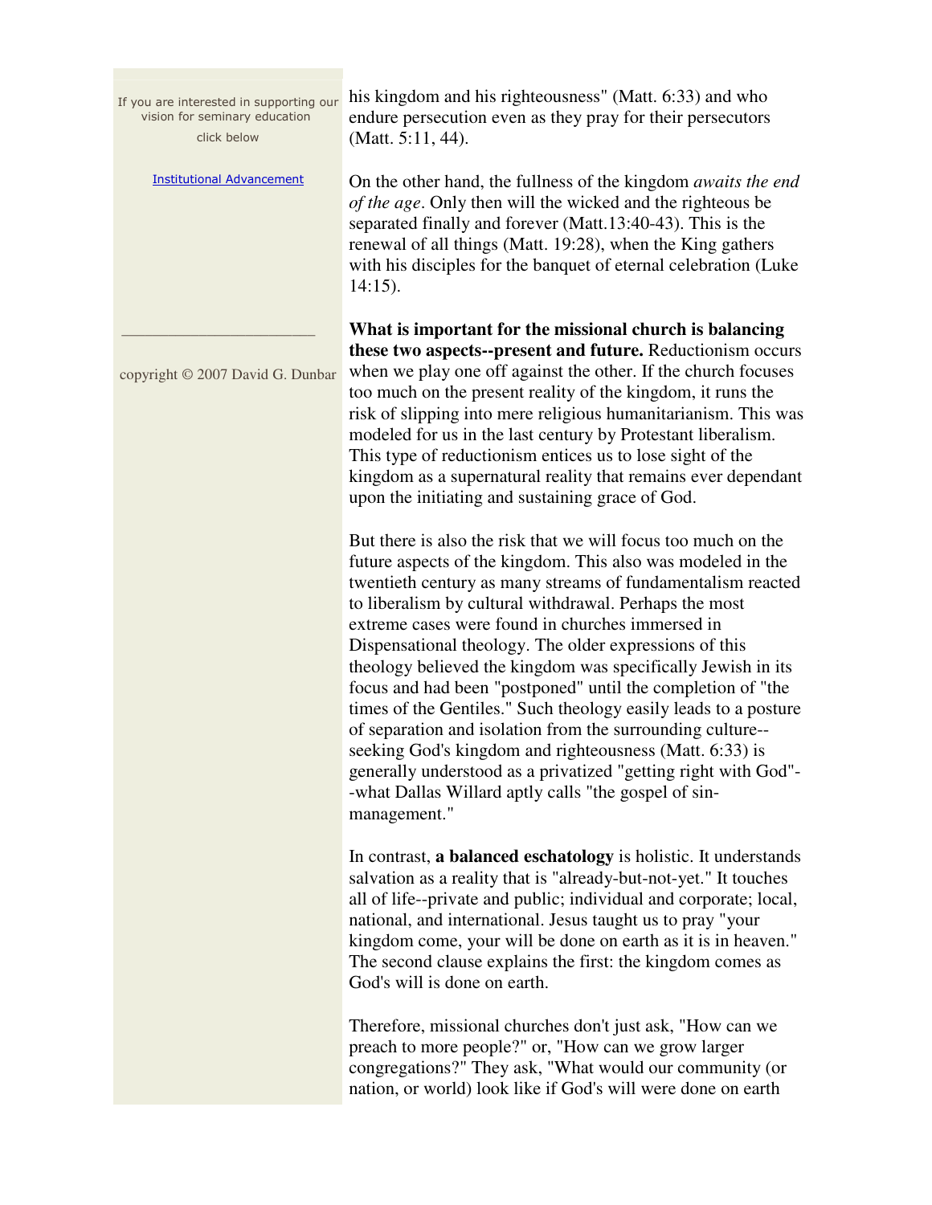If you are interested in supporting our vision for seminary education click below

Institutional Advancement

copyright © 2007 David G. Dunbar

his kingdom and his righteousness" (Matt. 6:33) and who endure persecution even as they pray for their persecutors (Matt. 5:11, 44).

On the other hand, the fullness of the kingdom *awaits the end of the age*. Only then will the wicked and the righteous be separated finally and forever (Matt.13:40-43). This is the renewal of all things (Matt. 19:28), when the King gathers with his disciples for the banquet of eternal celebration (Luke 14:15).

**What is important for the missional church is balancing these two aspects--present and future.** Reductionism occurs when we play one off against the other. If the church focuses too much on the present reality of the kingdom, it runs the risk of slipping into mere religious humanitarianism. This was modeled for us in the last century by Protestant liberalism. This type of reductionism entices us to lose sight of the kingdom as a supernatural reality that remains ever dependant upon the initiating and sustaining grace of God.

But there is also the risk that we will focus too much on the future aspects of the kingdom. This also was modeled in the twentieth century as many streams of fundamentalism reacted to liberalism by cultural withdrawal. Perhaps the most extreme cases were found in churches immersed in Dispensational theology. The older expressions of this theology believed the kingdom was specifically Jewish in its focus and had been "postponed" until the completion of "the times of the Gentiles." Such theology easily leads to a posture of separation and isolation from the surrounding culture--seeking God's kingdom and righteousness (Matt. 6:33) is generally understood as a privatized "getting right with God"--what Dallas Willard aptly calls "the gospel of sin-management."

In contrast, **a balanced eschatology** is holistic. It understands salvation as a reality that is "already-but-not-yet." It touches all of life--private and public; individual and corporate; local, national, and international. Jesus taught us to pray "your kingdom come, your will be done on earth as it is in heaven." The second clause explains the first: the kingdom comes as God's will is done on earth.

Therefore, missional churches don't just ask, "How can we preach to more people?" or, "How can we grow larger congregations?" They ask, "What would our community (or nation, or world) look like if God's will were done on earth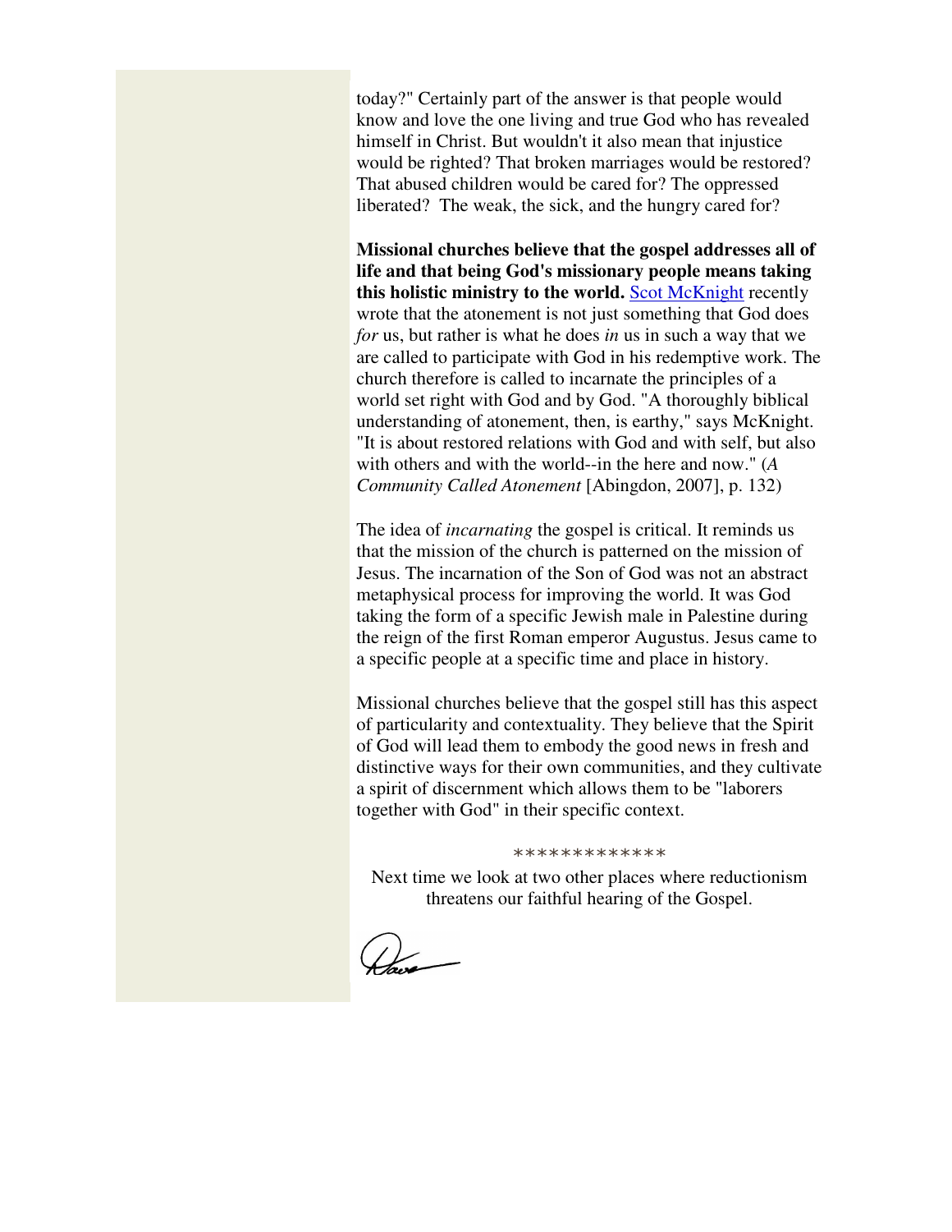today?" Certainly part of the answer is that people would know and love the one living and true God who has revealed himself in Christ. But wouldn't it also mean that injustice would be righted? That broken marriages would be restored? That abused children would be cared for? The oppressed liberated? The weak, the sick, and the hungry cared for?

**Missional churches believe that the gospel addresses all of life and that being God's missionary people means taking this holistic ministry to the world.** Scot McKnight recently wrote that the atonement is not just something that God does *for* us, but rather is what he does *in* us in such a way that we are called to participate with God in his redemptive work. The church therefore is called to incarnate the principles of a world set right with God and by God. "A thoroughly biblical understanding of atonement, then, is earthy," says McKnight. "It is about restored relations with God and with self, but also with others and with the world--in the here and now." (*A Community Called Atonement* [Abingdon, 2007], p. 132)

The idea of *incarnating* the gospel is critical. It reminds us that the mission of the church is patterned on the mission of Jesus. The incarnation of the Son of God was not an abstract metaphysical process for improving the world. It was God taking the form of a specific Jewish male in Palestine during the reign of the first Roman emperor Augustus. Jesus came to a specific people at a specific time and place in history.

Missional churches believe that the gospel still has this aspect of particularity and contextuality. They believe that the Spirit of God will lead them to embody the good news in fresh and distinctive ways for their own communities, and they cultivate a spirit of discernment which allows them to be "laborers together with God" in their specific context.

*************

Next time we look at two other places where reductionism threatens our faithful hearing of the Gospel.

Dave